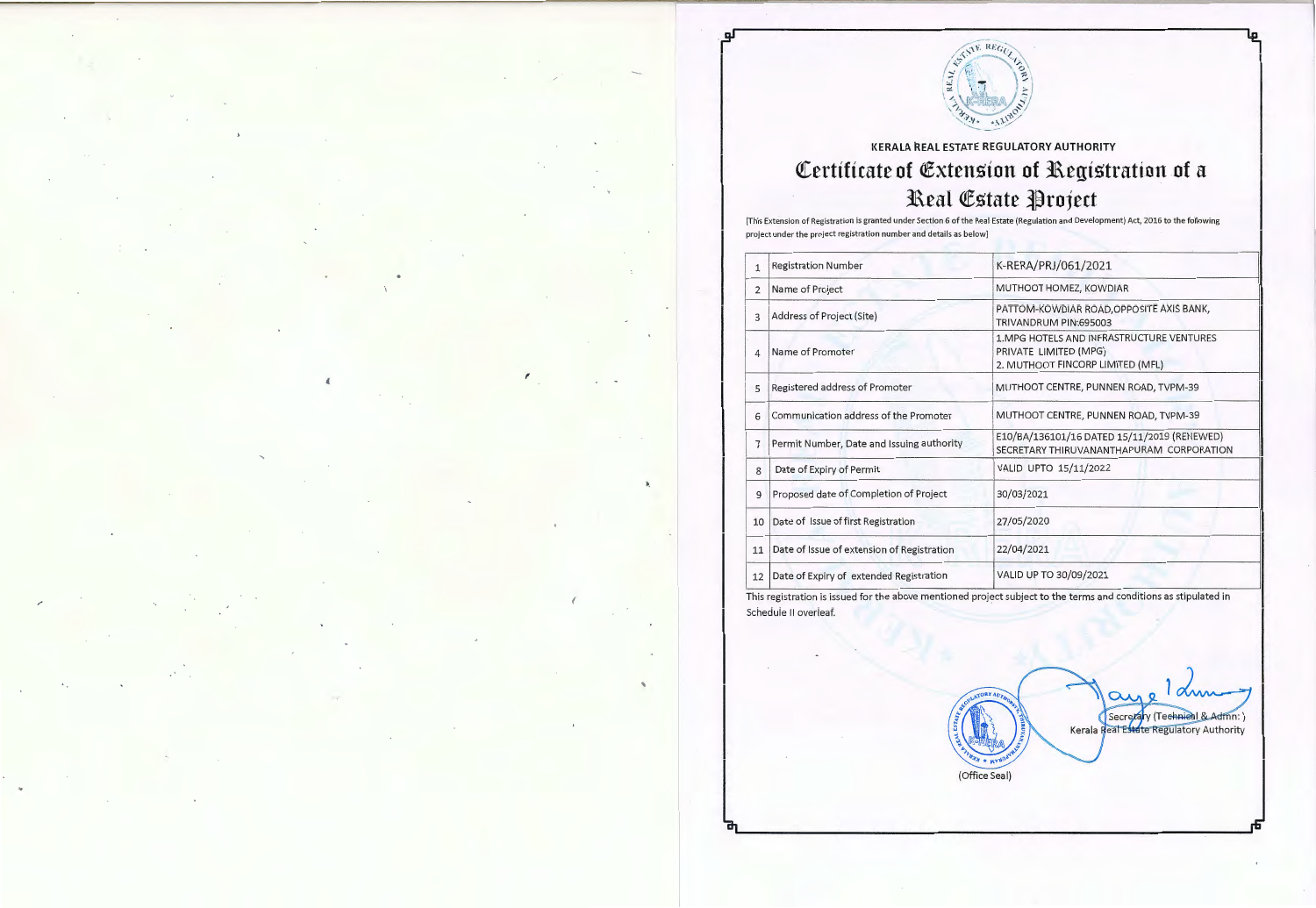KERALA REAL ESTATE REGULATORY AUTHORITY

# Certificate of Extension of Registration of a Real Estate Project

[This Extension of Registration is granted under Section 6 of the Real Estate (Regulation and Development) Act, 2016 to the following project under the project registration number and details as below]

| | | |
|---|---|---|
| 1 | Registration Number | K-RERA/PRJ/061/2021 |
| 2 | Name of Project | MUTHOOT HOMEZ, KOWDIAR |
| 3 | Address of Project (Site) | PATTOM-KOWDIAR ROAD,OPPOSITE AXIS BANK, TRIVANDRUM PIN:695003 |
| 4 | Name of Promoter | 1.MPG HOTELS AND INFRASTRUCTURE VENTURES PRIVATE LIMITED (MPG)<br>2. MUTHOOT FINCORP LIMITED (MFL) |
| 5 | Registered address of Promoter | MUTHOOT CENTRE, PUNNEN ROAD, TVPM-39 |
| 6 | Communication address of the Promoter | MUTHOOT CENTRE, PUNNEN ROAD, TVPM-39 |
| 7 | Permit Number, Date and Issuing authority | E10/BA/136101/16 DATED 15/11/2019 (RENEWED) SECRETARY THIRUVANANTHAPURAM CORPORATION |
| 8 | Date of Expiry of Permit | VALID UPTO 15/11/2022 |
| 9 | Proposed date of Completion of Project | 30/03/2021 |
| 10 | Date of Issue of first Registration | 27/05/2020 |
| 11 | Date of Issue of extension of Registration | 22/04/2021 |
| 12 | Date of Expiry of extended Registration | VALID UP TO 30/09/2021 |

This registration is issued for the above mentioned project subject to the terms and conditions as stipulated in Schedule II overleaf.

(Office Seal)

Secretary (Technical & Admn.)
Kerala Real Estate Regulatory Authority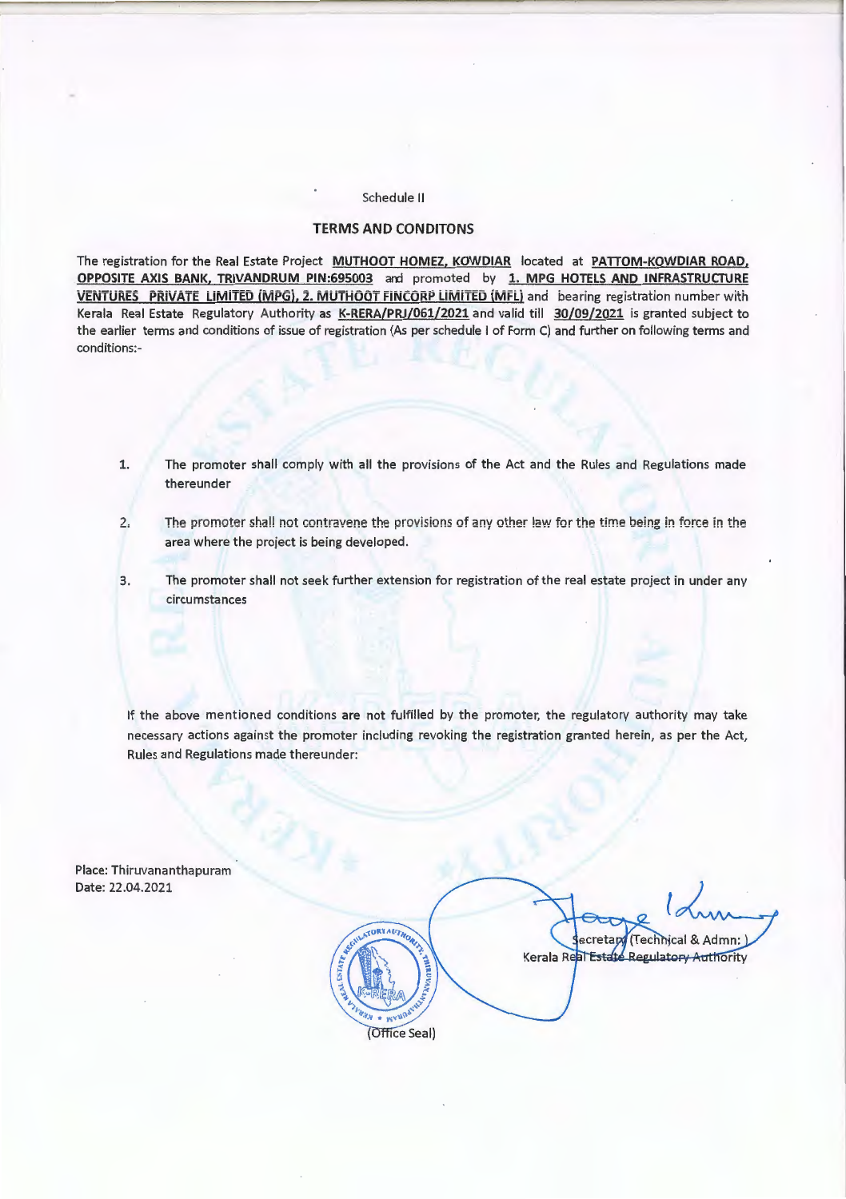Schedule II

## TERMS AND CONDITONS

The registration for the Real Estate Project **MUTHOOT HOMEZ, KOWDIAR** located at **PATTOM-KOWDIAR ROAD, OPPOSITE AXIS BANK, TRIVANDRUM PIN:695003** and promoted by **1. MPG HOTELS AND INFRASTRUCTURE VENTURES PRIVATE LIMITED (MPG), 2. MUTHOOT FINCORP LIMITED (MFL)** and bearing registration number with Kerala Real Estate Regulatory Authority as **K-RERA/PRJ/061/2021** and valid till **30/09/2021** is granted subject to the earlier terms and conditions of issue of registration (As per schedule I of Form C) and further on following terms and conditions:-

1. The promoter shall comply with all the provisions of the Act and the Rules and Regulations made thereunder
2. The promoter shall not contravene the provisions of any other law for the time being in force in the area where the project is being developed.
3. The promoter shall not seek further extension for registration of the real estate project in under any circumstances

If the above mentioned conditions are not fulfilled by the promoter, the regulatory authority may take necessary actions against the promoter including revoking the registration granted herein, as per the Act, Rules and Regulations made thereunder:

Place: Thiruvananthapuram
Date: 22.04.2021

(Office Seal)

Secretary (Technical & Admn: )
Kerala Real Estate Regulatory Authority